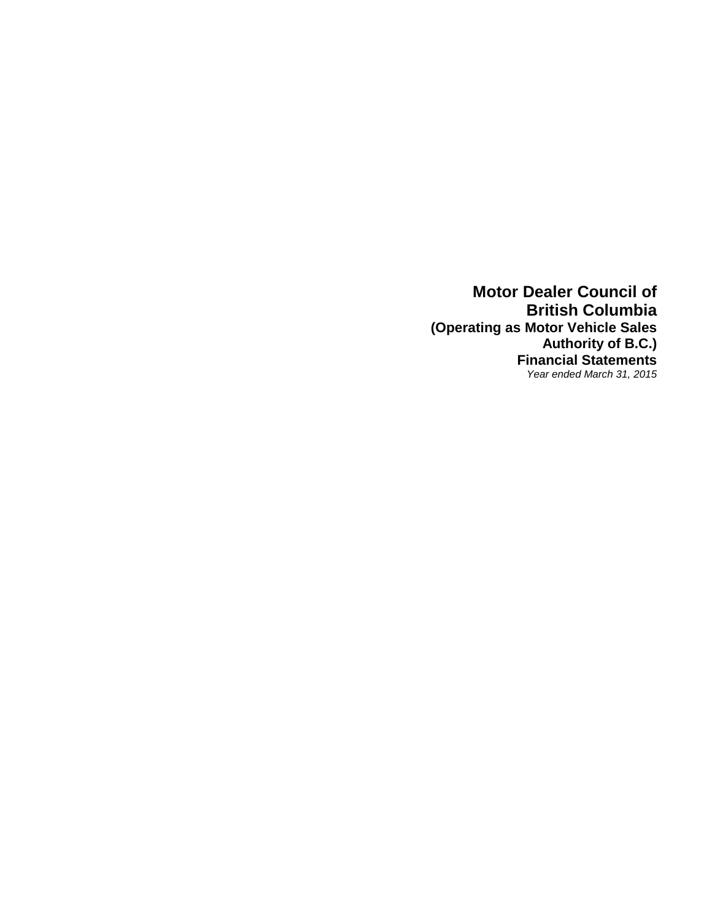# Motor Dealer Council of British Columbia

**(Operating as Motor Vehicle Sales Authority of B.C.)**

**Financial Statements**

*Year ended March 31, 2015*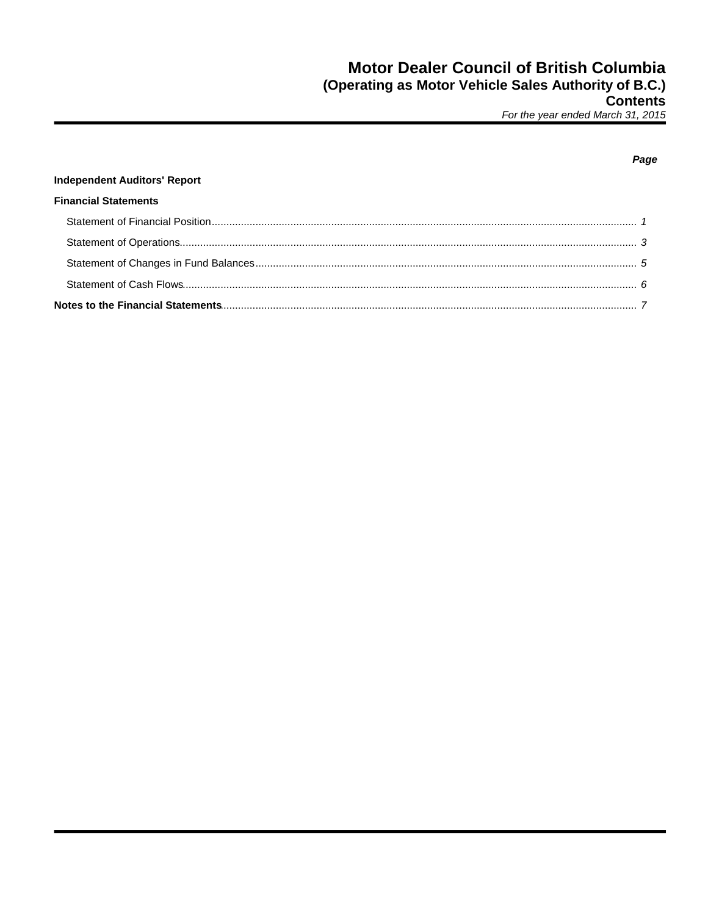# Motor Dealer Council of British Columbia
## (Operating as Motor Vehicle Sales Authority of B.C.)
## Contents
*For the year ended March 31, 2015*

| | ***Page*** |
|---|---|
| **Independent Auditors' Report** | |
| **Financial Statements** | |
| Statement of Financial Position | *1* |
| Statement of Operations | *3* |
| Statement of Changes in Fund Balances | *5* |
| Statement of Cash Flows | *6* |
| **Notes to the Financial Statements** | *7* |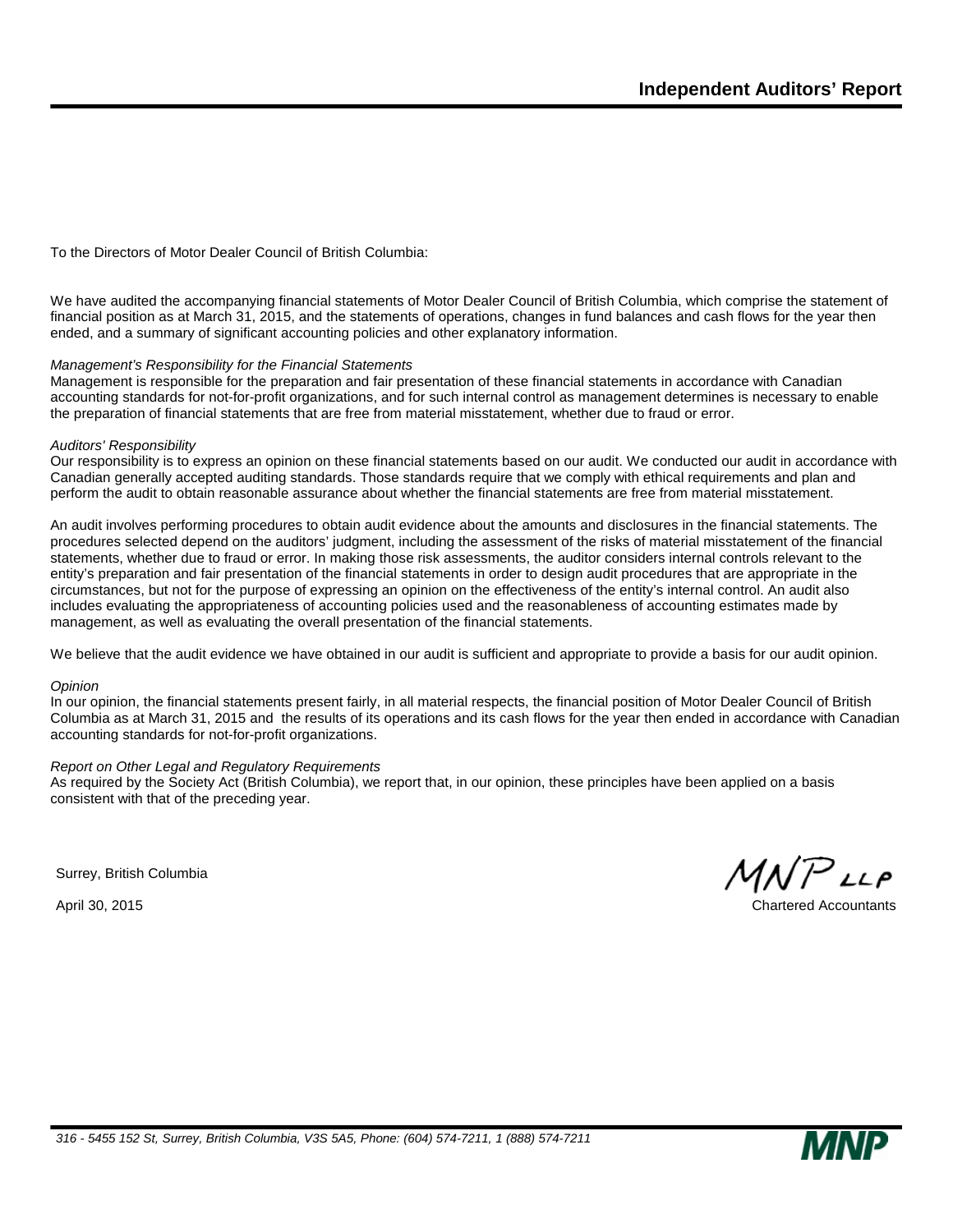# Independent Auditors' Report

To the Directors of Motor Dealer Council of British Columbia:

We have audited the accompanying financial statements of Motor Dealer Council of British Columbia, which comprise the statement of financial position as at March 31, 2015, and the statements of operations, changes in fund balances and cash flows for the year then ended, and a summary of significant accounting policies and other explanatory information.

*Management's Responsibility for the Financial Statements*

Management is responsible for the preparation and fair presentation of these financial statements in accordance with Canadian accounting standards for not-for-profit organizations, and for such internal control as management determines is necessary to enable the preparation of financial statements that are free from material misstatement, whether due to fraud or error.

*Auditors' Responsibility*

Our responsibility is to express an opinion on these financial statements based on our audit. We conducted our audit in accordance with Canadian generally accepted auditing standards. Those standards require that we comply with ethical requirements and plan and perform the audit to obtain reasonable assurance about whether the financial statements are free from material misstatement.

An audit involves performing procedures to obtain audit evidence about the amounts and disclosures in the financial statements. The procedures selected depend on the auditors' judgment, including the assessment of the risks of material misstatement of the financial statements, whether due to fraud or error. In making those risk assessments, the auditor considers internal controls relevant to the entity's preparation and fair presentation of the financial statements in order to design audit procedures that are appropriate in the circumstances, but not for the purpose of expressing an opinion on the effectiveness of the entity's internal control. An audit also includes evaluating the appropriateness of accounting policies used and the reasonableness of accounting estimates made by management, as well as evaluating the overall presentation of the financial statements.

We believe that the audit evidence we have obtained in our audit is sufficient and appropriate to provide a basis for our audit opinion.

*Opinion*

In our opinion, the financial statements present fairly, in all material respects, the financial position of Motor Dealer Council of British Columbia as at March 31, 2015 and the results of its operations and its cash flows for the year then ended in accordance with Canadian accounting standards for not-for-profit organizations.

*Report on Other Legal and Regulatory Requirements*

As required by the Society Act (British Columbia), we report that, in our opinion, these principles have been applied on a basis consistent with that of the preceding year.

Surrey, British Columbia

April 30, 2015

MNP LLP

Chartered Accountants

*316 - 5455 152 St, Surrey, British Columbia, V3S 5A5, Phone: (604) 574-7211, 1 (888) 574-7211*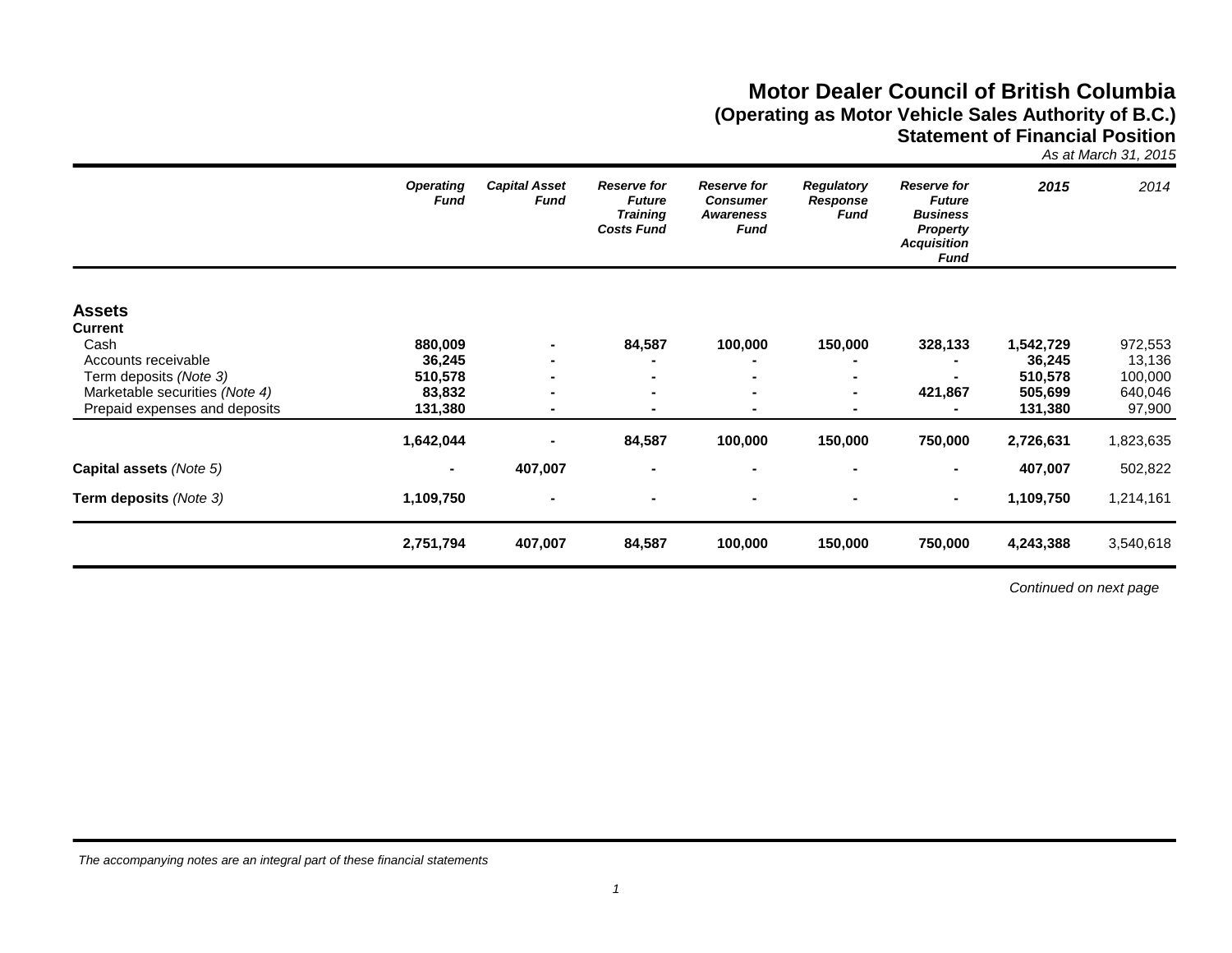# Motor Dealer Council of British Columbia
## (Operating as Motor Vehicle Sales Authority of B.C.)
## Statement of Financial Position

*As at March 31, 2015*

| | *Operating Fund* | *Capital Asset Fund* | *Reserve for Future Training Costs Fund* | *Reserve for Consumer Awareness Fund* | *Regulatory Response Fund* | *Reserve for Future Business Property Acquisition Fund* | *2015* | *2014* |
|---|---|---|---|---|---|---|---|---|
| **Assets** | | | | | | | | |
| **Current** | | | | | | | | |
| Cash | **880,009** | **-** | **84,587** | **100,000** | **150,000** | **328,133** | **1,542,729** | 972,553 |
| Accounts receivable | **36,245** | **-** | **-** | **-** | **-** | **-** | **36,245** | 13,136 |
| Term deposits *(Note 3)* | **510,578** | **-** | **-** | **-** | **-** | **-** | **510,578** | 100,000 |
| Marketable securities *(Note 4)* | **83,832** | **-** | **-** | **-** | **-** | **421,867** | **505,699** | 640,046 |
| Prepaid expenses and deposits | **131,380** | **-** | **-** | **-** | **-** | **-** | **131,380** | 97,900 |
| | **1,642,044** | **-** | **84,587** | **100,000** | **150,000** | **750,000** | **2,726,631** | 1,823,635 |
| **Capital assets** *(Note 5)* | **-** | **407,007** | **-** | **-** | **-** | **-** | **407,007** | 502,822 |
| **Term deposits** *(Note 3)* | **1,109,750** | **-** | **-** | **-** | **-** | **-** | **1,109,750** | 1,214,161 |
| | **2,751,794** | **407,007** | **84,587** | **100,000** | **150,000** | **750,000** | **4,243,388** | 3,540,618 |

*Continued on next page*

*The accompanying notes are an integral part of these financial statements*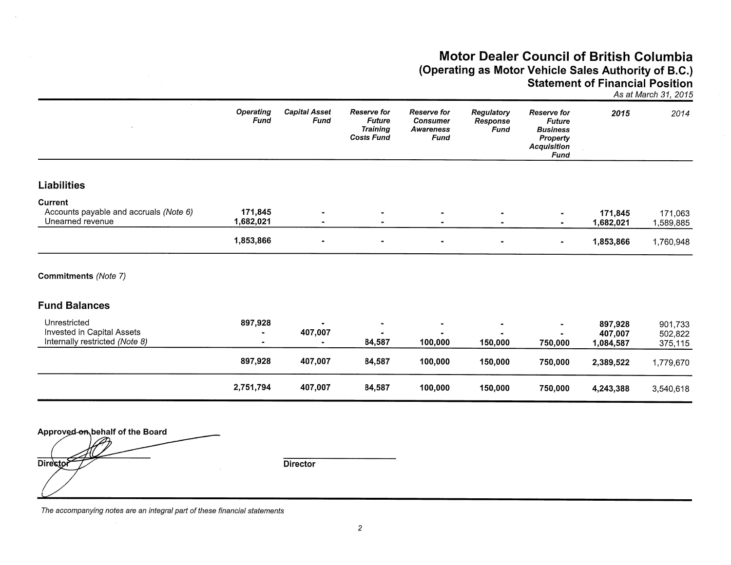# Motor Dealer Council of British Columbia
## (Operating as Motor Vehicle Sales Authority of B.C.)
## Statement of Financial Position

*As at March 31, 2015*

| | *Operating Fund* | *Capital Asset Fund* | *Reserve for Future Training Costs Fund* | *Reserve for Consumer Awareness Fund* | *Regulatory Response Fund* | *Reserve for Future Business Property Acquisition Fund* | ***2015*** | *2014* |
|---|---|---|---|---|---|---|---|---|
| **Liabilities** | | | | | | | | |
| **Current** | | | | | | | | |
| Accounts payable and accruals *(Note 6)* | **171,845** | **-** | **-** | **-** | **-** | **-** | **171,845** | 171,063 |
| Unearned revenue | **1,682,021** | **-** | **-** | **-** | **-** | **-** | **1,682,021** | 1,589,885 |
| | **1,853,866** | **-** | **-** | **-** | **-** | **-** | **1,853,866** | 1,760,948 |
| **Commitments** *(Note 7)* | | | | | | | | |
| **Fund Balances** | | | | | | | | |
| Unrestricted | **897,928** | **-** | **-** | **-** | **-** | **-** | **897,928** | 901,733 |
| Invested in Capital Assets | **-** | **407,007** | **-** | **-** | **-** | **-** | **407,007** | 502,822 |
| Internally restricted *(Note 8)* | **-** | **-** | **84,587** | **100,000** | **150,000** | **750,000** | **1,084,587** | 375,115 |
| | **897,928** | **407,007** | **84,587** | **100,000** | **150,000** | **750,000** | **2,389,522** | 1,779,670 |
| | **2,751,794** | **407,007** | **84,587** | **100,000** | **150,000** | **750,000** | **4,243,388** | 3,540,618 |

**Approved on behalf of the Board**

**Director** &nbsp;&nbsp;&nbsp;&nbsp;&nbsp;&nbsp;&nbsp;&nbsp;&nbsp;&nbsp;&nbsp;&nbsp;&nbsp;&nbsp;&nbsp;&nbsp;&nbsp;&nbsp;&nbsp;&nbsp;&nbsp;&nbsp;&nbsp;&nbsp; **Director**

*The accompanying notes are an integral part of these financial statements*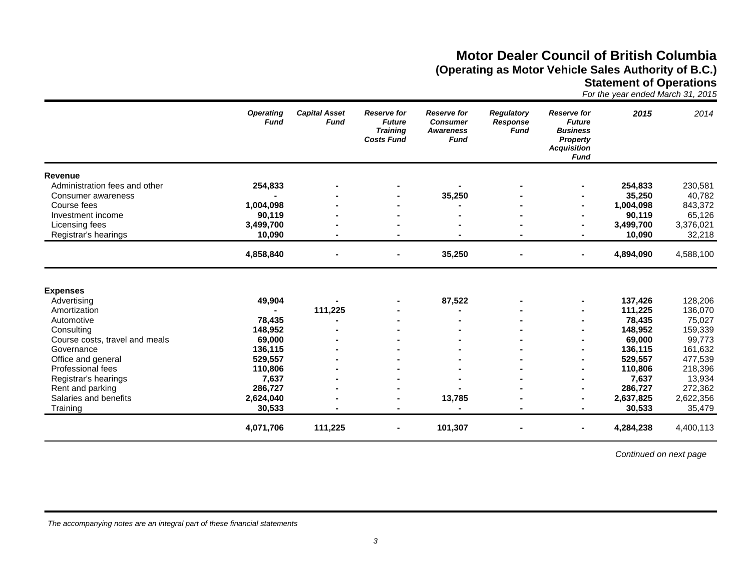# Motor Dealer Council of British Columbia
## (Operating as Motor Vehicle Sales Authority of B.C.)
## Statement of Operations

*For the year ended March 31, 2015*

| | *Operating Fund* | *Capital Asset Fund* | *Reserve for Future Training Costs Fund* | *Reserve for Consumer Awareness Fund* | *Regulatory Response Fund* | *Reserve for Future Business Property Acquisition Fund* | *2015* | *2014* |
|---|---|---|---|---|---|---|---|---|
| **Revenue** | | | | | | | | |
| Administration fees and other | **254,833** | **-** | **-** | **-** | **-** | **-** | **254,833** | 230,581 |
| Consumer awareness | **-** | **-** | **-** | **35,250** | **-** | **-** | **35,250** | 40,782 |
| Course fees | **1,004,098** | **-** | **-** | **-** | **-** | **-** | **1,004,098** | 843,372 |
| Investment income | **90,119** | **-** | **-** | **-** | **-** | **-** | **90,119** | 65,126 |
| Licensing fees | **3,499,700** | **-** | **-** | **-** | **-** | **-** | **3,499,700** | 3,376,021 |
| Registrar's hearings | **10,090** | **-** | **-** | **-** | **-** | **-** | **10,090** | 32,218 |
| | **4,858,840** | **-** | **-** | **35,250** | **-** | **-** | **4,894,090** | 4,588,100 |
| **Expenses** | | | | | | | | |
| Advertising | **49,904** | **-** | **-** | **87,522** | **-** | **-** | **137,426** | 128,206 |
| Amortization | **-** | **111,225** | **-** | **-** | **-** | **-** | **111,225** | 136,070 |
| Automotive | **78,435** | **-** | **-** | **-** | **-** | **-** | **78,435** | 75,027 |
| Consulting | **148,952** | **-** | **-** | **-** | **-** | **-** | **148,952** | 159,339 |
| Course costs, travel and meals | **69,000** | **-** | **-** | **-** | **-** | **-** | **69,000** | 99,773 |
| Governance | **136,115** | **-** | **-** | **-** | **-** | **-** | **136,115** | 161,632 |
| Office and general | **529,557** | **-** | **-** | **-** | **-** | **-** | **529,557** | 477,539 |
| Professional fees | **110,806** | **-** | **-** | **-** | **-** | **-** | **110,806** | 218,396 |
| Registrar's hearings | **7,637** | **-** | **-** | **-** | **-** | **-** | **7,637** | 13,934 |
| Rent and parking | **286,727** | **-** | **-** | **-** | **-** | **-** | **286,727** | 272,362 |
| Salaries and benefits | **2,624,040** | **-** | **-** | **13,785** | **-** | **-** | **2,637,825** | 2,622,356 |
| Training | **30,533** | **-** | **-** | **-** | **-** | **-** | **30,533** | 35,479 |
| | **4,071,706** | **111,225** | **-** | **101,307** | **-** | **-** | **4,284,238** | 4,400,113 |

*Continued on next page*

*The accompanying notes are an integral part of these financial statements*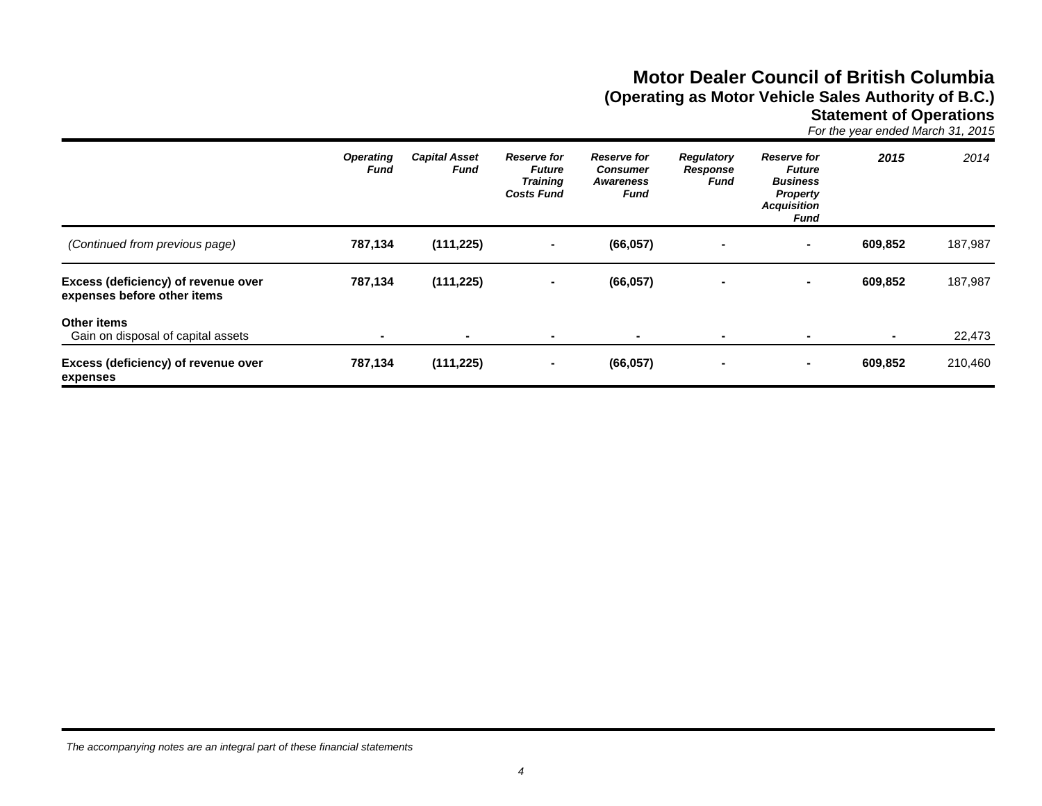# Motor Dealer Council of British Columbia

## (Operating as Motor Vehicle Sales Authority of B.C.)

## Statement of Operations

*For the year ended March 31, 2015*

| | *Operating Fund* | *Capital Asset Fund* | *Reserve for Future Training Costs Fund* | *Reserve for Consumer Awareness Fund* | *Regulatory Response Fund* | *Reserve for Future Business Property Acquisition Fund* | *2015* | *2014* |
|---|---|---|---|---|---|---|---|---|
| *(Continued from previous page)* | **787,134** | **(111,225)** | **-** | **(66,057)** | **-** | **-** | **609,852** | 187,987 |
| **Excess (deficiency) of revenue over expenses before other items** | **787,134** | **(111,225)** | **-** | **(66,057)** | **-** | **-** | **609,852** | 187,987 |
| **Other items** | | | | | | | | |
| Gain on disposal of capital assets | **-** | **-** | **-** | **-** | **-** | **-** | **-** | 22,473 |
| **Excess (deficiency) of revenue over expenses** | **787,134** | **(111,225)** | **-** | **(66,057)** | **-** | **-** | **609,852** | 210,460 |

*The accompanying notes are an integral part of these financial statements*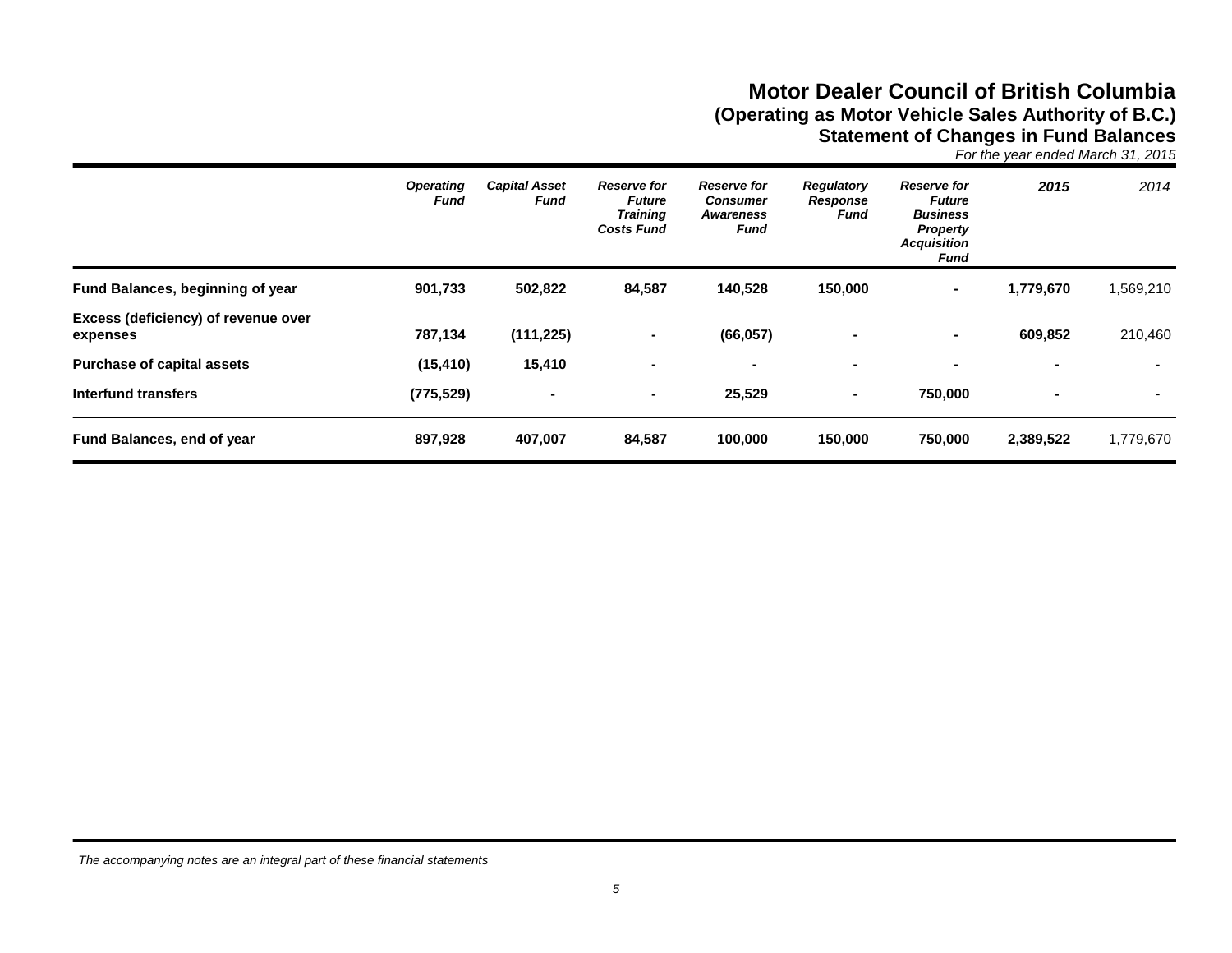# Motor Dealer Council of British Columbia
## (Operating as Motor Vehicle Sales Authority of B.C.)
## Statement of Changes in Fund Balances

*For the year ended March 31, 2015*

| | *Operating Fund* | *Capital Asset Fund* | *Reserve for Future Training Costs Fund* | *Reserve for Consumer Awareness Fund* | *Regulatory Response Fund* | *Reserve for Future Business Property Acquisition Fund* | *2015* | *2014* |
|---|---|---|---|---|---|---|---|---|
| **Fund Balances, beginning of year** | **901,733** | **502,822** | **84,587** | **140,528** | **150,000** | **-** | **1,779,670** | 1,569,210 |
| **Excess (deficiency) of revenue over expenses** | **787,134** | **(111,225)** | **-** | **(66,057)** | **-** | **-** | **609,852** | 210,460 |
| **Purchase of capital assets** | **(15,410)** | **15,410** | **-** | **-** | **-** | **-** | **-** | - |
| **Interfund transfers** | **(775,529)** | **-** | **-** | **25,529** | **-** | **750,000** | **-** | - |
| **Fund Balances, end of year** | **897,928** | **407,007** | **84,587** | **100,000** | **150,000** | **750,000** | **2,389,522** | 1,779,670 |

*The accompanying notes are an integral part of these financial statements*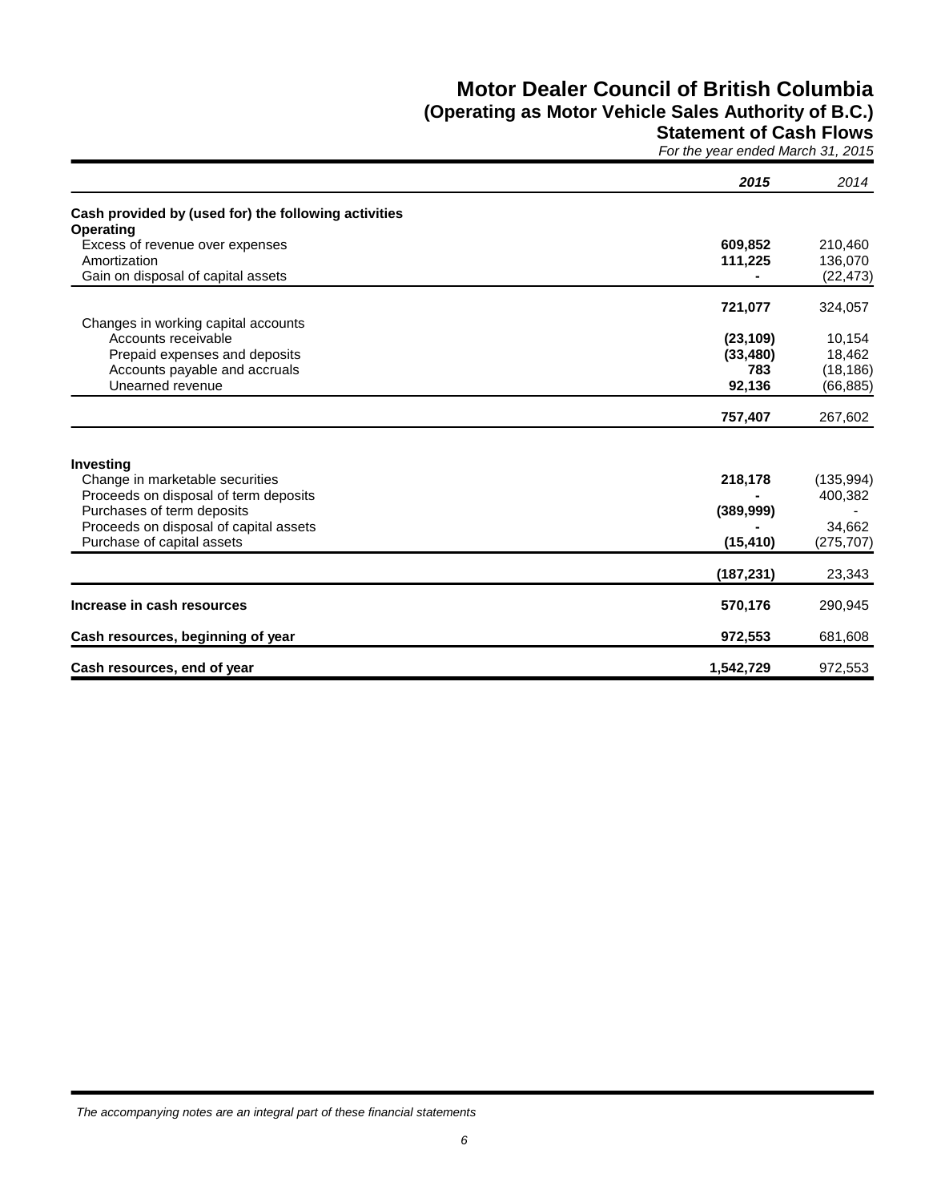# Motor Dealer Council of British Columbia
## (Operating as Motor Vehicle Sales Authority of B.C.)
### Statement of Cash Flows

*For the year ended March 31, 2015*

| | **2015** | *2014* |
|---|---|---|
| **Cash provided by (used for) the following activities** | | |
| **Operating** | | |
| Excess of revenue over expenses | **609,852** | 210,460 |
| Amortization | **111,225** | 136,070 |
| Gain on disposal of capital assets | **-** | (22,473) |
| | **721,077** | 324,057 |
| Changes in working capital accounts | | |
| Accounts receivable | **(23,109)** | 10,154 |
| Prepaid expenses and deposits | **(33,480)** | 18,462 |
| Accounts payable and accruals | **783** | (18,186) |
| Unearned revenue | **92,136** | (66,885) |
| | **757,407** | 267,602 |
| **Investing** | | |
| Change in marketable securities | **218,178** | (135,994) |
| Proceeds on disposal of term deposits | **-** | 400,382 |
| Purchases of term deposits | **(389,999)** | - |
| Proceeds on disposal of capital assets | **-** | 34,662 |
| Purchase of capital assets | **(15,410)** | (275,707) |
| | **(187,231)** | 23,343 |
| **Increase in cash resources** | **570,176** | 290,945 |
| **Cash resources, beginning of year** | **972,553** | 681,608 |
| **Cash resources, end of year** | **1,542,729** | 972,553 |

*The accompanying notes are an integral part of these financial statements*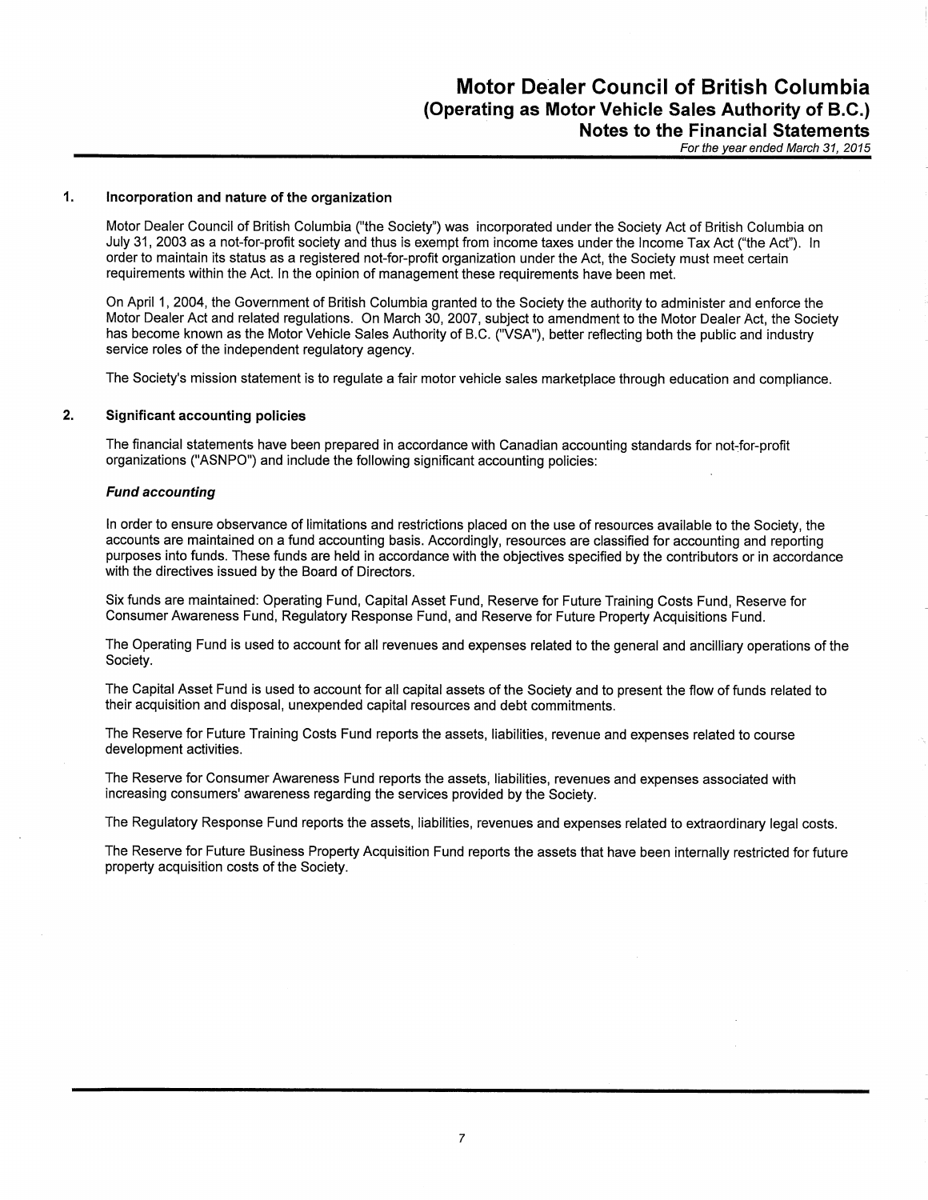# Motor Dealer Council of British Columbia
## (Operating as Motor Vehicle Sales Authority of B.C.)
## Notes to the Financial Statements
*For the year ended March 31, 2015*

### 1. Incorporation and nature of the organization

Motor Dealer Council of British Columbia ("the Society") was incorporated under the Society Act of British Columbia on July 31, 2003 as a not-for-profit society and thus is exempt from income taxes under the Income Tax Act ("the Act"). In order to maintain its status as a registered not-for-profit organization under the Act, the Society must meet certain requirements within the Act. In the opinion of management these requirements have been met.

On April 1, 2004, the Government of British Columbia granted to the Society the authority to administer and enforce the Motor Dealer Act and related regulations. On March 30, 2007, subject to amendment to the Motor Dealer Act, the Society has become known as the Motor Vehicle Sales Authority of B.C. ("VSA"), better reflecting both the public and industry service roles of the independent regulatory agency.

The Society's mission statement is to regulate a fair motor vehicle sales marketplace through education and compliance.

### 2. Significant accounting policies

The financial statements have been prepared in accordance with Canadian accounting standards for not-for-profit organizations ("ASNPO") and include the following significant accounting policies:

***Fund accounting***

In order to ensure observance of limitations and restrictions placed on the use of resources available to the Society, the accounts are maintained on a fund accounting basis. Accordingly, resources are classified for accounting and reporting purposes into funds. These funds are held in accordance with the objectives specified by the contributors or in accordance with the directives issued by the Board of Directors.

Six funds are maintained: Operating Fund, Capital Asset Fund, Reserve for Future Training Costs Fund, Reserve for Consumer Awareness Fund, Regulatory Response Fund, and Reserve for Future Property Acquisitions Fund.

The Operating Fund is used to account for all revenues and expenses related to the general and ancilliary operations of the Society.

The Capital Asset Fund is used to account for all capital assets of the Society and to present the flow of funds related to their acquisition and disposal, unexpended capital resources and debt commitments.

The Reserve for Future Training Costs Fund reports the assets, liabilities, revenue and expenses related to course development activities.

The Reserve for Consumer Awareness Fund reports the assets, liabilities, revenues and expenses associated with increasing consumers' awareness regarding the services provided by the Society.

The Regulatory Response Fund reports the assets, liabilities, revenues and expenses related to extraordinary legal costs.

The Reserve for Future Business Property Acquisition Fund reports the assets that have been internally restricted for future property acquisition costs of the Society.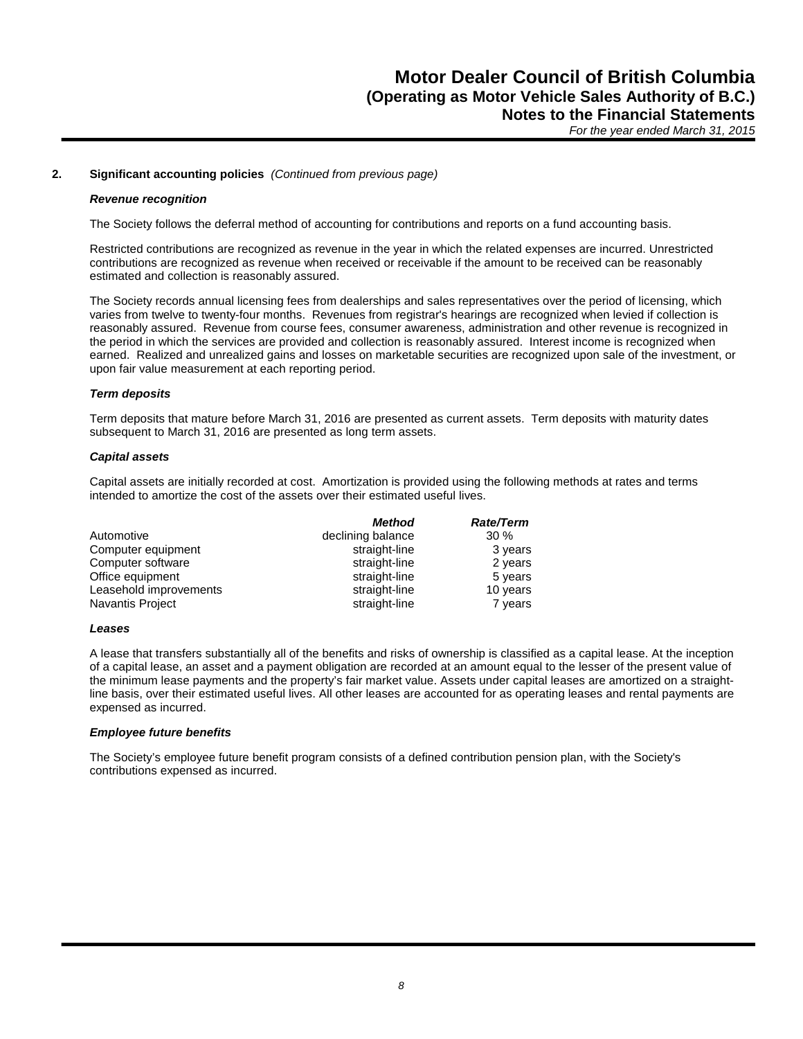### 2. Significant accounting policies *(Continued from previous page)*

***Revenue recognition***

The Society follows the deferral method of accounting for contributions and reports on a fund accounting basis.

Restricted contributions are recognized as revenue in the year in which the related expenses are incurred. Unrestricted contributions are recognized as revenue when received or receivable if the amount to be received can be reasonably estimated and collection is reasonably assured.

The Society records annual licensing fees from dealerships and sales representatives over the period of licensing, which varies from twelve to twenty-four months. Revenues from registrar's hearings are recognized when levied if collection is reasonably assured. Revenue from course fees, consumer awareness, administration and other revenue is recognized in the period in which the services are provided and collection is reasonably assured. Interest income is recognized when earned. Realized and unrealized gains and losses on marketable securities are recognized upon sale of the investment, or upon fair value measurement at each reporting period.

***Term deposits***

Term deposits that mature before March 31, 2016 are presented as current assets. Term deposits with maturity dates subsequent to March 31, 2016 are presented as long term assets.

***Capital assets***

Capital assets are initially recorded at cost. Amortization is provided using the following methods at rates and terms intended to amortize the cost of the assets over their estimated useful lives.

| | *Method* | *Rate/Term* |
|---|---|---|
| Automotive | declining balance | 30 % |
| Computer equipment | straight-line | 3 years |
| Computer software | straight-line | 2 years |
| Office equipment | straight-line | 5 years |
| Leasehold improvements | straight-line | 10 years |
| Navantis Project | straight-line | 7 years |

***Leases***

A lease that transfers substantially all of the benefits and risks of ownership is classified as a capital lease. At the inception of a capital lease, an asset and a payment obligation are recorded at an amount equal to the lesser of the present value of the minimum lease payments and the property's fair market value. Assets under capital leases are amortized on a straight-line basis, over their estimated useful lives. All other leases are accounted for as operating leases and rental payments are expensed as incurred.

***Employee future benefits***

The Society's employee future benefit program consists of a defined contribution pension plan, with the Society's contributions expensed as incurred.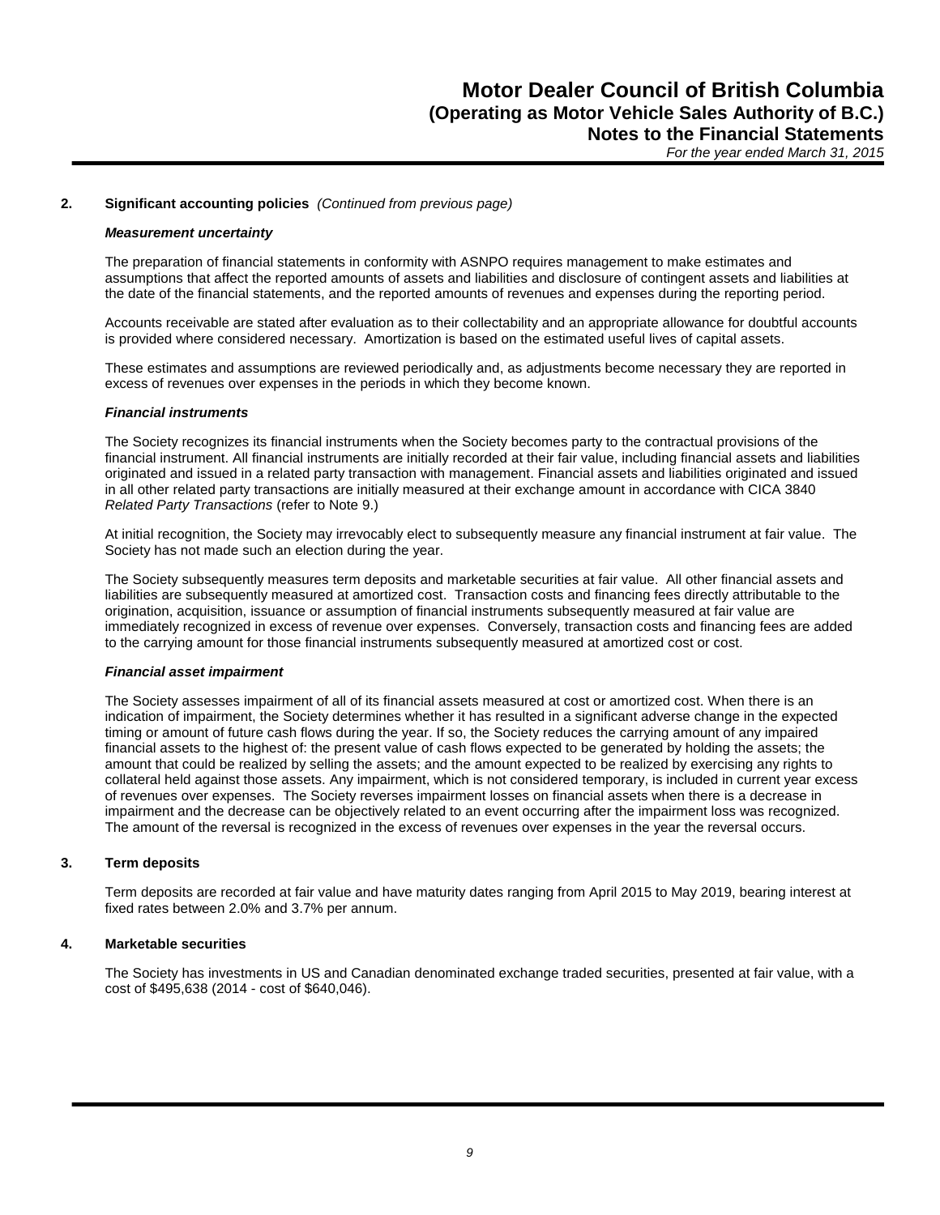## 2. Significant accounting policies *(Continued from previous page)*

### *Measurement uncertainty*

The preparation of financial statements in conformity with ASNPO requires management to make estimates and assumptions that affect the reported amounts of assets and liabilities and disclosure of contingent assets and liabilities at the date of the financial statements, and the reported amounts of revenues and expenses during the reporting period.

Accounts receivable are stated after evaluation as to their collectability and an appropriate allowance for doubtful accounts is provided where considered necessary. Amortization is based on the estimated useful lives of capital assets.

These estimates and assumptions are reviewed periodically and, as adjustments become necessary they are reported in excess of revenues over expenses in the periods in which they become known.

### *Financial instruments*

The Society recognizes its financial instruments when the Society becomes party to the contractual provisions of the financial instrument. All financial instruments are initially recorded at their fair value, including financial assets and liabilities originated and issued in a related party transaction with management. Financial assets and liabilities originated and issued in all other related party transactions are initially measured at their exchange amount in accordance with CICA 3840 *Related Party Transactions* (refer to Note 9.)

At initial recognition, the Society may irrevocably elect to subsequently measure any financial instrument at fair value. The Society has not made such an election during the year.

The Society subsequently measures term deposits and marketable securities at fair value. All other financial assets and liabilities are subsequently measured at amortized cost. Transaction costs and financing fees directly attributable to the origination, acquisition, issuance or assumption of financial instruments subsequently measured at fair value are immediately recognized in excess of revenue over expenses. Conversely, transaction costs and financing fees are added to the carrying amount for those financial instruments subsequently measured at amortized cost or cost.

### *Financial asset impairment*

The Society assesses impairment of all of its financial assets measured at cost or amortized cost. When there is an indication of impairment, the Society determines whether it has resulted in a significant adverse change in the expected timing or amount of future cash flows during the year. If so, the Society reduces the carrying amount of any impaired financial assets to the highest of: the present value of cash flows expected to be generated by holding the assets; the amount that could be realized by selling the assets; and the amount expected to be realized by exercising any rights to collateral held against those assets. Any impairment, which is not considered temporary, is included in current year excess of revenues over expenses. The Society reverses impairment losses on financial assets when there is a decrease in impairment and the decrease can be objectively related to an event occurring after the impairment loss was recognized. The amount of the reversal is recognized in the excess of revenues over expenses in the year the reversal occurs.

## 3. Term deposits

Term deposits are recorded at fair value and have maturity dates ranging from April 2015 to May 2019, bearing interest at fixed rates between 2.0% and 3.7% per annum.

## 4. Marketable securities

The Society has investments in US and Canadian denominated exchange traded securities, presented at fair value, with a cost of $495,638 (2014 - cost of $640,046).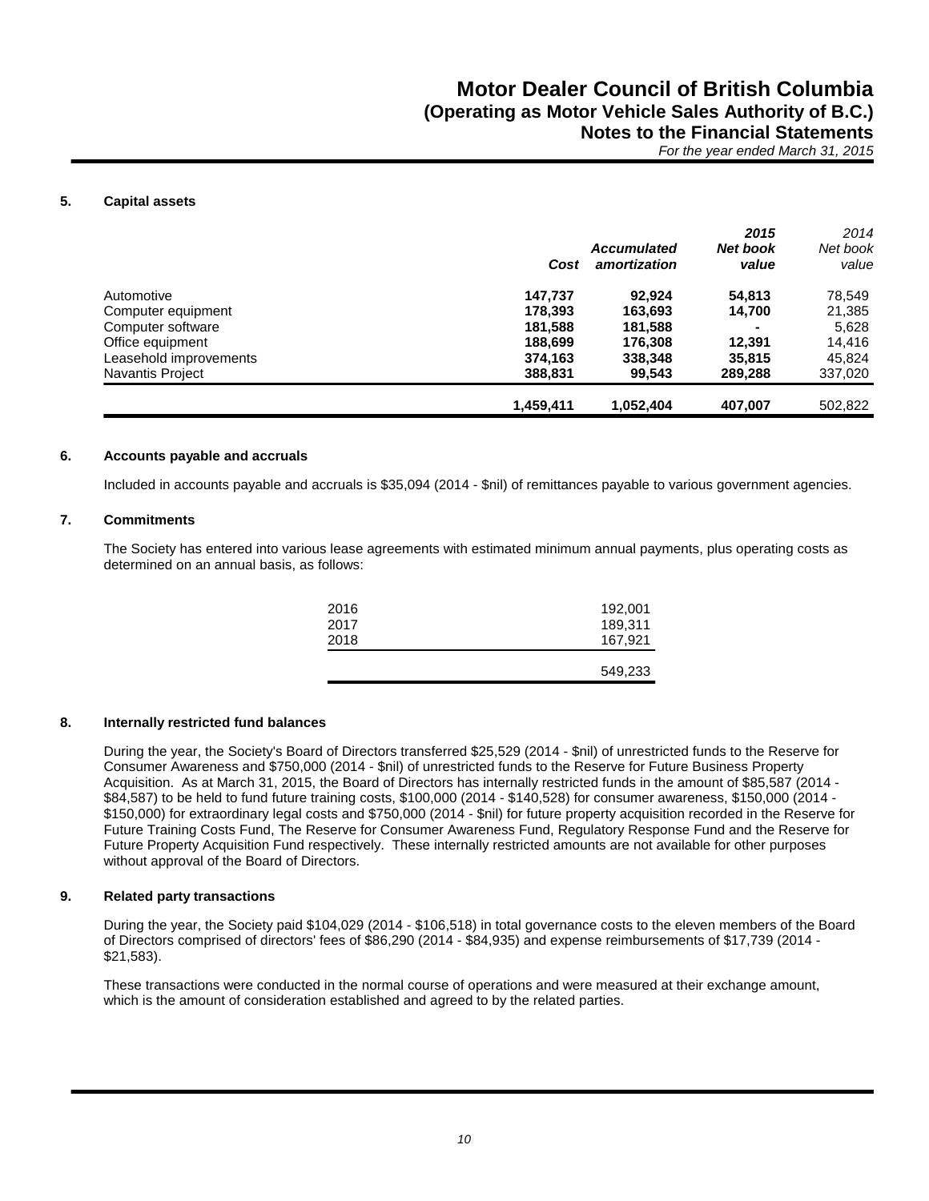## 5. Capital assets

| | Cost | Accumulated amortization | 2015 Net book value | 2014 Net book value |
|---|---|---|---|---|
| Automotive | **147,737** | **92,924** | **54,813** | 78,549 |
| Computer equipment | **178,393** | **163,693** | **14,700** | 21,385 |
| Computer software | **181,588** | **181,588** | **-** | 5,628 |
| Office equipment | **188,699** | **176,308** | **12,391** | 14,416 |
| Leasehold improvements | **374,163** | **338,348** | **35,815** | 45,824 |
| Navantis Project | **388,831** | **99,543** | **289,288** | 337,020 |
| | **1,459,411** | **1,052,404** | **407,007** | 502,822 |

## 6. Accounts payable and accruals

Included in accounts payable and accruals is $35,094 (2014 - $nil) of remittances payable to various government agencies.

## 7. Commitments

The Society has entered into various lease agreements with estimated minimum annual payments, plus operating costs as determined on an annual basis, as follows:

| | |
|---|---|
| 2016 | 192,001 |
| 2017 | 189,311 |
| 2018 | 167,921 |
| | 549,233 |

## 8. Internally restricted fund balances

During the year, the Society's Board of Directors transferred $25,529 (2014 - $nil) of unrestricted funds to the Reserve for Consumer Awareness and $750,000 (2014 - $nil) of unrestricted funds to the Reserve for Future Business Property Acquisition. As at March 31, 2015, the Board of Directors has internally restricted funds in the amount of $85,587 (2014 - $84,587) to be held to fund future training costs, $100,000 (2014 - $140,528) for consumer awareness, $150,000 (2014 - $150,000) for extraordinary legal costs and $750,000 (2014 - $nil) for future property acquisition recorded in the Reserve for Future Training Costs Fund, The Reserve for Consumer Awareness Fund, Regulatory Response Fund and the Reserve for Future Property Acquisition Fund respectively. These internally restricted amounts are not available for other purposes without approval of the Board of Directors.

## 9. Related party transactions

During the year, the Society paid $104,029 (2014 - $106,518) in total governance costs to the eleven members of the Board of Directors comprised of directors' fees of $86,290 (2014 - $84,935) and expense reimbursements of $17,739 (2014 - $21,583).

These transactions were conducted in the normal course of operations and were measured at their exchange amount, which is the amount of consideration established and agreed to by the related parties.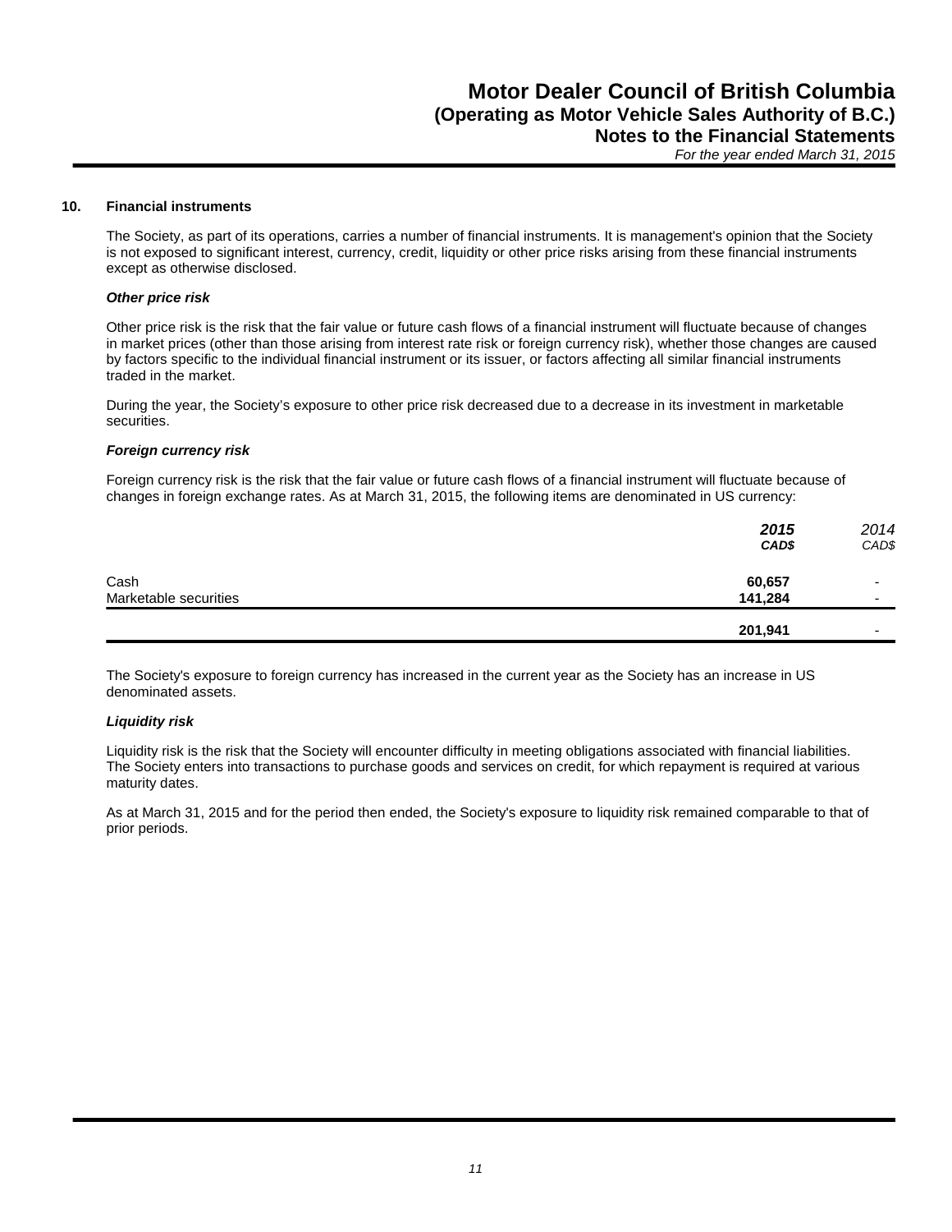## 10. Financial instruments

The Society, as part of its operations, carries a number of financial instruments. It is management's opinion that the Society is not exposed to significant interest, currency, credit, liquidity or other price risks arising from these financial instruments except as otherwise disclosed.

***Other price risk***

Other price risk is the risk that the fair value or future cash flows of a financial instrument will fluctuate because of changes in market prices (other than those arising from interest rate risk or foreign currency risk), whether those changes are caused by factors specific to the individual financial instrument or its issuer, or factors affecting all similar financial instruments traded in the market.

During the year, the Society's exposure to other price risk decreased due to a decrease in its investment in marketable securities.

***Foreign currency risk***

Foreign currency risk is the risk that the fair value or future cash flows of a financial instrument will fluctuate because of changes in foreign exchange rates. As at March 31, 2015, the following items are denominated in US currency:

| | ***2015 CAD$*** | *2014 CAD$* |
|---|---|---|
| Cash | **60,657** | - |
| Marketable securities | **141,284** | - |
| | **201,941** | - |

The Society's exposure to foreign currency has increased in the current year as the Society has an increase in US denominated assets.

***Liquidity risk***

Liquidity risk is the risk that the Society will encounter difficulty in meeting obligations associated with financial liabilities. The Society enters into transactions to purchase goods and services on credit, for which repayment is required at various maturity dates.

As at March 31, 2015 and for the period then ended, the Society's exposure to liquidity risk remained comparable to that of prior periods.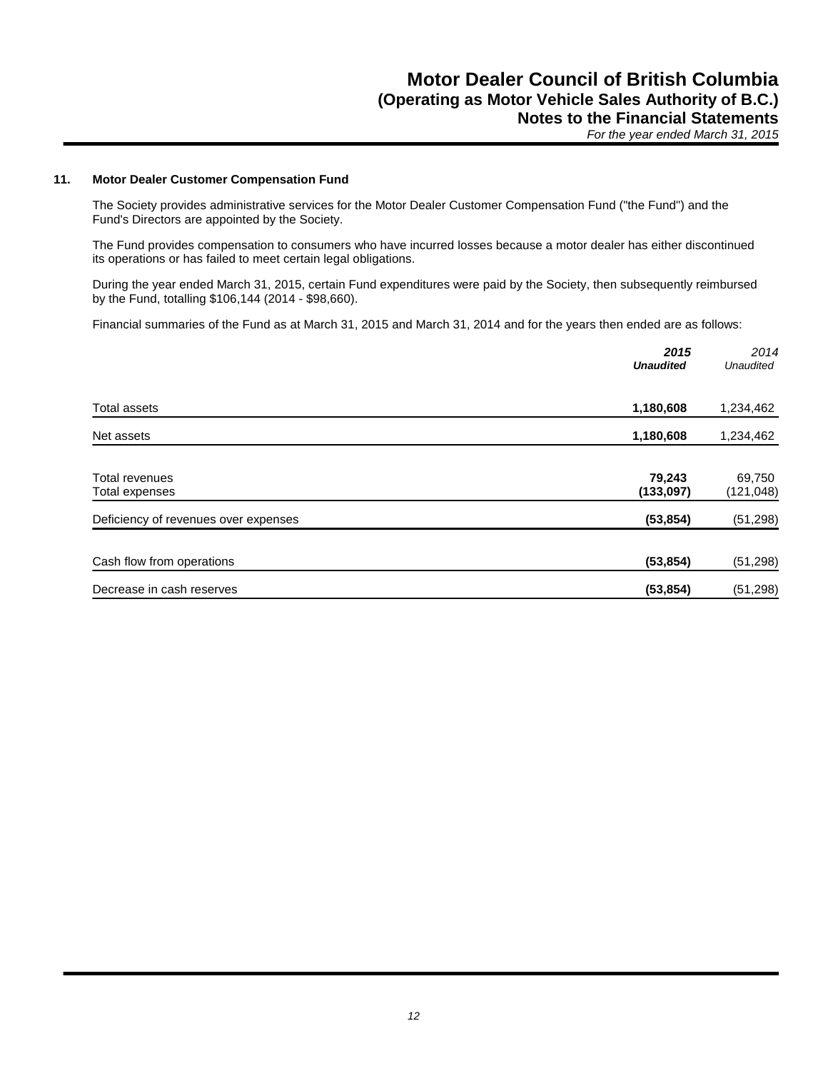## 11. Motor Dealer Customer Compensation Fund

The Society provides administrative services for the Motor Dealer Customer Compensation Fund ("the Fund") and the Fund's Directors are appointed by the Society.

The Fund provides compensation to consumers who have incurred losses because a motor dealer has either discontinued its operations or has failed to meet certain legal obligations.

During the year ended March 31, 2015, certain Fund expenditures were paid by the Society, then subsequently reimbursed by the Fund, totalling $106,144 (2014 - $98,660).

Financial summaries of the Fund as at March 31, 2015 and March 31, 2014 and for the years then ended are as follows:

| | ***2015 Unaudited*** | *2014 Unaudited* |
|---|---|---|
| Total assets | **1,180,608** | 1,234,462 |
| Net assets | **1,180,608** | 1,234,462 |
| Total revenues | **79,243** | 69,750 |
| Total expenses | **(133,097)** | (121,048) |
| Deficiency of revenues over expenses | **(53,854)** | (51,298) |
| Cash flow from operations | **(53,854)** | (51,298) |
| Decrease in cash reserves | **(53,854)** | (51,298) |